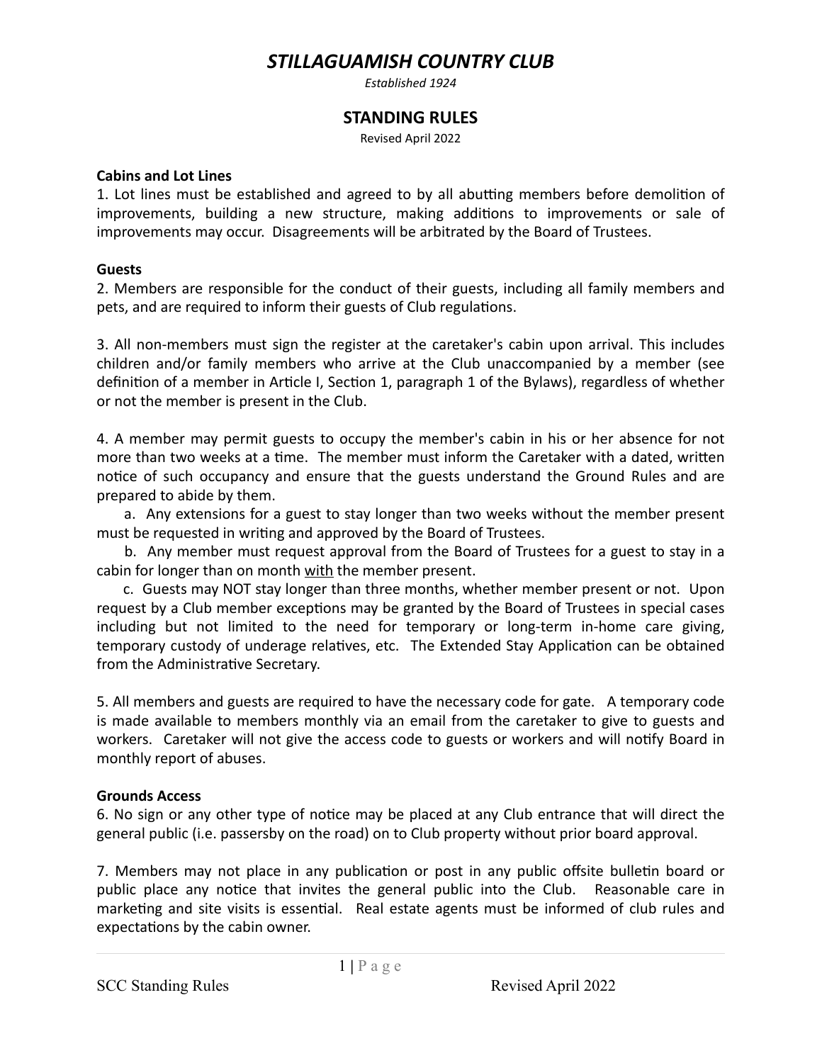# *STILLAGUAMISH COUNTRY CLUB*

*Established 1924*

## STANDING RULES

Revised April 2022

**Cabins and Lot Lines**

1. Lot lines must be established and agreed to by all abutting members before demolition of improvements, building a new structure, making additions to improvements or sale of improvements may occur. Disagreements will be arbitrated by the Board of Trustees.

**Guests**

2. Members are responsible for the conduct of their guests, including all family members and pets, and are required to inform their guests of Club regulations.

3. All non-members must sign the register at the caretaker's cabin upon arrival. This includes children and/or family members who arrive at the Club unaccompanied by a member (see definition of a member in Article I, Section 1, paragraph 1 of the Bylaws), regardless of whether or not the member is present in the Club.

4. A member may permit guests to occupy the member's cabin in his or her absence for not more than two weeks at a time. The member must inform the Caretaker with a dated, written notice of such occupancy and ensure that the guests understand the Ground Rules and are prepared to abide by them.

   a. Any extensions for a guest to stay longer than two weeks without the member present must be requested in writing and approved by the Board of Trustees.

   b. Any member must request approval from the Board of Trustees for a guest to stay in a cabin for longer than on month <u>with</u> the member present.

   c. Guests may NOT stay longer than three months, whether member present or not. Upon request by a Club member exceptions may be granted by the Board of Trustees in special cases including but not limited to the need for temporary or long-term in-home care giving, temporary custody of underage relatives, etc. The Extended Stay Application can be obtained from the Administrative Secretary.

5. All members and guests are required to have the necessary code for gate. A temporary code is made available to members monthly via an email from the caretaker to give to guests and workers. Caretaker will not give the access code to guests or workers and will notify Board in monthly report of abuses.

**Grounds Access**

6. No sign or any other type of notice may be placed at any Club entrance that will direct the general public (i.e. passersby on the road) on to Club property without prior board approval.

7. Members may not place in any publication or post in any public offsite bulletin board or public place any notice that invites the general public into the Club. Reasonable care in marketing and site visits is essential. Real estate agents must be informed of club rules and expectations by the cabin owner.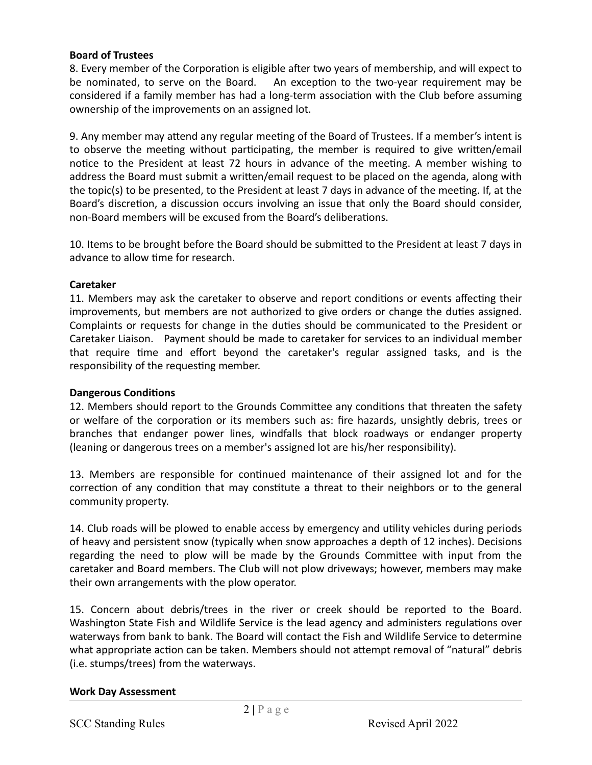**Board of Trustees**

8. Every member of the Corporation is eligible after two years of membership, and will expect to be nominated, to serve on the Board. An exception to the two-year requirement may be considered if a family member has had a long-term association with the Club before assuming ownership of the improvements on an assigned lot.

9. Any member may attend any regular meeting of the Board of Trustees. If a member's intent is to observe the meeting without participating, the member is required to give written/email notice to the President at least 72 hours in advance of the meeting. A member wishing to address the Board must submit a written/email request to be placed on the agenda, along with the topic(s) to be presented, to the President at least 7 days in advance of the meeting. If, at the Board's discretion, a discussion occurs involving an issue that only the Board should consider, non-Board members will be excused from the Board's deliberations.

10. Items to be brought before the Board should be submitted to the President at least 7 days in advance to allow time for research.

**Caretaker**

11. Members may ask the caretaker to observe and report conditions or events affecting their improvements, but members are not authorized to give orders or change the duties assigned. Complaints or requests for change in the duties should be communicated to the President or Caretaker Liaison. Payment should be made to caretaker for services to an individual member that require time and effort beyond the caretaker's regular assigned tasks, and is the responsibility of the requesting member.

**Dangerous Conditions**

12. Members should report to the Grounds Committee any conditions that threaten the safety or welfare of the corporation or its members such as: fire hazards, unsightly debris, trees or branches that endanger power lines, windfalls that block roadways or endanger property (leaning or dangerous trees on a member's assigned lot are his/her responsibility).

13. Members are responsible for continued maintenance of their assigned lot and for the correction of any condition that may constitute a threat to their neighbors or to the general community property.

14. Club roads will be plowed to enable access by emergency and utility vehicles during periods of heavy and persistent snow (typically when snow approaches a depth of 12 inches). Decisions regarding the need to plow will be made by the Grounds Committee with input from the caretaker and Board members. The Club will not plow driveways; however, members may make their own arrangements with the plow operator.

15. Concern about debris/trees in the river or creek should be reported to the Board. Washington State Fish and Wildlife Service is the lead agency and administers regulations over waterways from bank to bank. The Board will contact the Fish and Wildlife Service to determine what appropriate action can be taken. Members should not attempt removal of "natural" debris (i.e. stumps/trees) from the waterways.

**Work Day Assessment**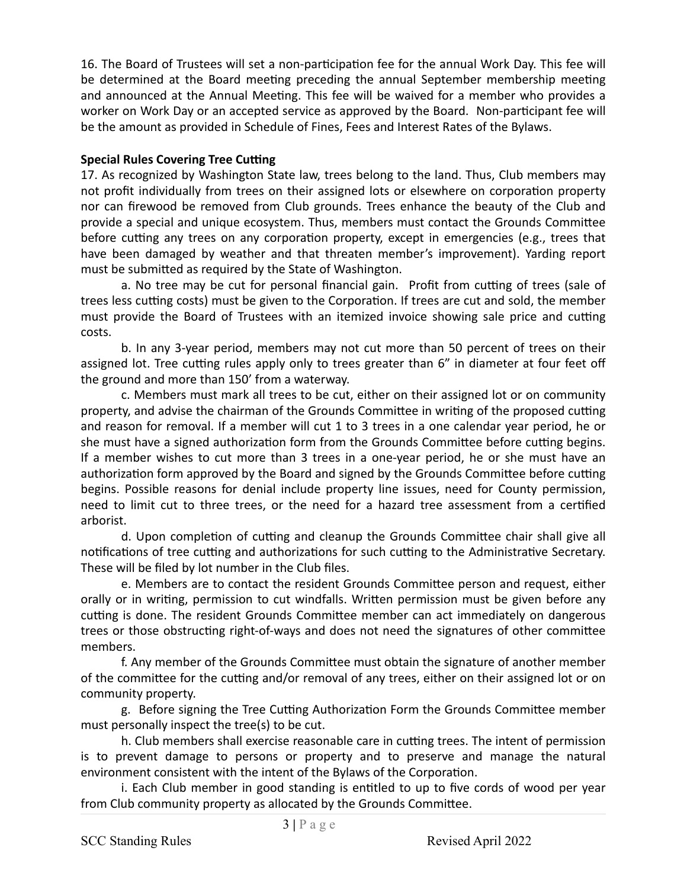16. The Board of Trustees will set a non-participation fee for the annual Work Day. This fee will be determined at the Board meeting preceding the annual September membership meeting and announced at the Annual Meeting. This fee will be waived for a member who provides a worker on Work Day or an accepted service as approved by the Board. Non-participant fee will be the amount as provided in Schedule of Fines, Fees and Interest Rates of the Bylaws.

**Special Rules Covering Tree Cutting**

17. As recognized by Washington State law, trees belong to the land. Thus, Club members may not profit individually from trees on their assigned lots or elsewhere on corporation property nor can firewood be removed from Club grounds. Trees enhance the beauty of the Club and provide a special and unique ecosystem. Thus, members must contact the Grounds Committee before cutting any trees on any corporation property, except in emergencies (e.g., trees that have been damaged by weather and that threaten member's improvement). Yarding report must be submitted as required by the State of Washington.

a. No tree may be cut for personal financial gain. Profit from cutting of trees (sale of trees less cutting costs) must be given to the Corporation. If trees are cut and sold, the member must provide the Board of Trustees with an itemized invoice showing sale price and cutting costs.

b. In any 3-year period, members may not cut more than 50 percent of trees on their assigned lot. Tree cutting rules apply only to trees greater than 6" in diameter at four feet off the ground and more than 150' from a waterway.

c. Members must mark all trees to be cut, either on their assigned lot or on community property, and advise the chairman of the Grounds Committee in writing of the proposed cutting and reason for removal. If a member will cut 1 to 3 trees in a one calendar year period, he or she must have a signed authorization form from the Grounds Committee before cutting begins. If a member wishes to cut more than 3 trees in a one-year period, he or she must have an authorization form approved by the Board and signed by the Grounds Committee before cutting begins. Possible reasons for denial include property line issues, need for County permission, need to limit cut to three trees, or the need for a hazard tree assessment from a certified arborist.

d. Upon completion of cutting and cleanup the Grounds Committee chair shall give all notifications of tree cutting and authorizations for such cutting to the Administrative Secretary. These will be filed by lot number in the Club files.

e. Members are to contact the resident Grounds Committee person and request, either orally or in writing, permission to cut windfalls. Written permission must be given before any cutting is done. The resident Grounds Committee member can act immediately on dangerous trees or those obstructing right-of-ways and does not need the signatures of other committee members.

f. Any member of the Grounds Committee must obtain the signature of another member of the committee for the cutting and/or removal of any trees, either on their assigned lot or on community property.

g. Before signing the Tree Cutting Authorization Form the Grounds Committee member must personally inspect the tree(s) to be cut.

h. Club members shall exercise reasonable care in cutting trees. The intent of permission is to prevent damage to persons or property and to preserve and manage the natural environment consistent with the intent of the Bylaws of the Corporation.

i. Each Club member in good standing is entitled to up to five cords of wood per year from Club community property as allocated by the Grounds Committee.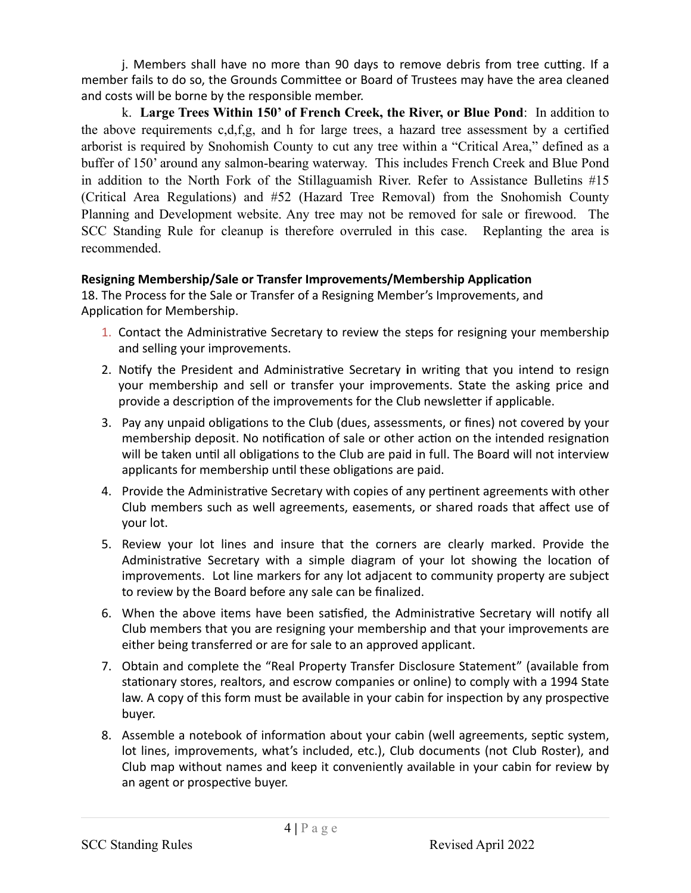j. Members shall have no more than 90 days to remove debris from tree cutting. If a member fails to do so, the Grounds Committee or Board of Trustees may have the area cleaned and costs will be borne by the responsible member.

k. **Large Trees Within 150' of French Creek, the River, or Blue Pond**: In addition to the above requirements c,d,f,g, and h for large trees, a hazard tree assessment by a certified arborist is required by Snohomish County to cut any tree within a "Critical Area," defined as a buffer of 150' around any salmon-bearing waterway. This includes French Creek and Blue Pond in addition to the North Fork of the Stillaguamish River. Refer to Assistance Bulletins #15 (Critical Area Regulations) and #52 (Hazard Tree Removal) from the Snohomish County Planning and Development website. Any tree may not be removed for sale or firewood. The SCC Standing Rule for cleanup is therefore overruled in this case. Replanting the area is recommended.

**Resigning Membership/Sale or Transfer Improvements/Membership Application**

18. The Process for the Sale or Transfer of a Resigning Member's Improvements, and Application for Membership.

1. Contact the Administrative Secretary to review the steps for resigning your membership and selling your improvements.
2. Notify the President and Administrative Secretary in writing that you intend to resign your membership and sell or transfer your improvements. State the asking price and provide a description of the improvements for the Club newsletter if applicable.
3. Pay any unpaid obligations to the Club (dues, assessments, or fines) not covered by your membership deposit. No notification of sale or other action on the intended resignation will be taken until all obligations to the Club are paid in full. The Board will not interview applicants for membership until these obligations are paid.
4. Provide the Administrative Secretary with copies of any pertinent agreements with other Club members such as well agreements, easements, or shared roads that affect use of your lot.
5. Review your lot lines and insure that the corners are clearly marked. Provide the Administrative Secretary with a simple diagram of your lot showing the location of improvements. Lot line markers for any lot adjacent to community property are subject to review by the Board before any sale can be finalized.
6. When the above items have been satisfied, the Administrative Secretary will notify all Club members that you are resigning your membership and that your improvements are either being transferred or are for sale to an approved applicant.
7. Obtain and complete the "Real Property Transfer Disclosure Statement" (available from stationary stores, realtors, and escrow companies or online) to comply with a 1994 State law. A copy of this form must be available in your cabin for inspection by any prospective buyer.
8. Assemble a notebook of information about your cabin (well agreements, septic system, lot lines, improvements, what's included, etc.), Club documents (not Club Roster), and Club map without names and keep it conveniently available in your cabin for review by an agent or prospective buyer.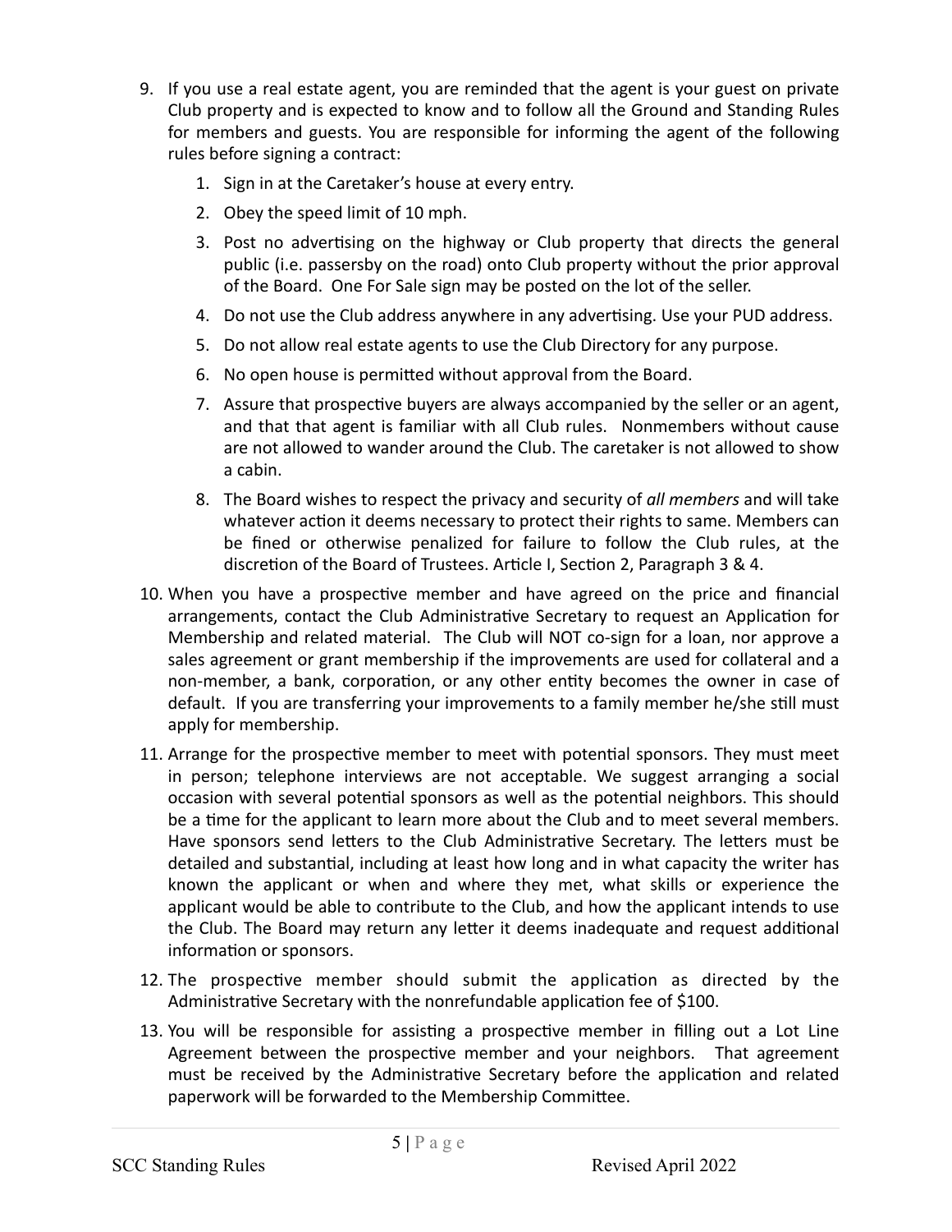9. If you use a real estate agent, you are reminded that the agent is your guest on private Club property and is expected to know and to follow all the Ground and Standing Rules for members and guests. You are responsible for informing the agent of the following rules before signing a contract:
    1. Sign in at the Caretaker's house at every entry.
    2. Obey the speed limit of 10 mph.
    3. Post no advertising on the highway or Club property that directs the general public (i.e. passersby on the road) onto Club property without the prior approval of the Board. One For Sale sign may be posted on the lot of the seller.
    4. Do not use the Club address anywhere in any advertising. Use your PUD address.
    5. Do not allow real estate agents to use the Club Directory for any purpose.
    6. No open house is permitted without approval from the Board.
    7. Assure that prospective buyers are always accompanied by the seller or an agent, and that that agent is familiar with all Club rules. Nonmembers without cause are not allowed to wander around the Club. The caretaker is not allowed to show a cabin.
    8. The Board wishes to respect the privacy and security of *all members* and will take whatever action it deems necessary to protect their rights to same. Members can be fined or otherwise penalized for failure to follow the Club rules, at the discretion of the Board of Trustees. Article I, Section 2, Paragraph 3 & 4.
10. When you have a prospective member and have agreed on the price and financial arrangements, contact the Club Administrative Secretary to request an Application for Membership and related material. The Club will NOT co-sign for a loan, nor approve a sales agreement or grant membership if the improvements are used for collateral and a non-member, a bank, corporation, or any other entity becomes the owner in case of default. If you are transferring your improvements to a family member he/she still must apply for membership.
11. Arrange for the prospective member to meet with potential sponsors. They must meet in person; telephone interviews are not acceptable. We suggest arranging a social occasion with several potential sponsors as well as the potential neighbors. This should be a time for the applicant to learn more about the Club and to meet several members. Have sponsors send letters to the Club Administrative Secretary. The letters must be detailed and substantial, including at least how long and in what capacity the writer has known the applicant or when and where they met, what skills or experience the applicant would be able to contribute to the Club, and how the applicant intends to use the Club. The Board may return any letter it deems inadequate and request additional information or sponsors.
12. The prospective member should submit the application as directed by the Administrative Secretary with the nonrefundable application fee of $100.
13. You will be responsible for assisting a prospective member in filling out a Lot Line Agreement between the prospective member and your neighbors. That agreement must be received by the Administrative Secretary before the application and related paperwork will be forwarded to the Membership Committee.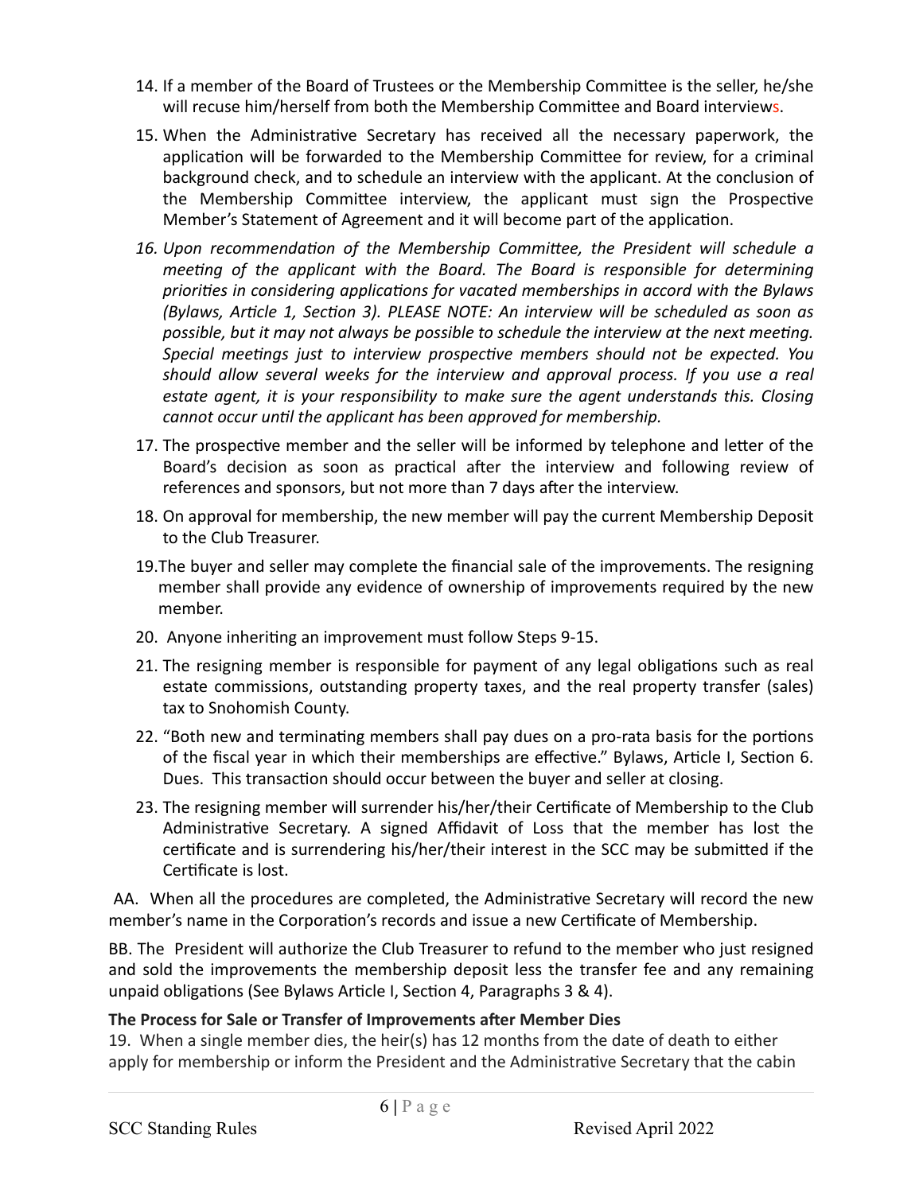14. If a member of the Board of Trustees or the Membership Committee is the seller, he/she will recuse him/herself from both the Membership Committee and Board interviews.

15. When the Administrative Secretary has received all the necessary paperwork, the application will be forwarded to the Membership Committee for review, for a criminal background check, and to schedule an interview with the applicant. At the conclusion of the Membership Committee interview, the applicant must sign the Prospective Member's Statement of Agreement and it will become part of the application.

16. *Upon recommendation of the Membership Committee, the President will schedule a meeting of the applicant with the Board. The Board is responsible for determining priorities in considering applications for vacated memberships in accord with the Bylaws (Bylaws, Article 1, Section 3). PLEASE NOTE: An interview will be scheduled as soon as possible, but it may not always be possible to schedule the interview at the next meeting. Special meetings just to interview prospective members should not be expected. You should allow several weeks for the interview and approval process. If you use a real estate agent, it is your responsibility to make sure the agent understands this. Closing cannot occur until the applicant has been approved for membership.*

17. The prospective member and the seller will be informed by telephone and letter of the Board's decision as soon as practical after the interview and following review of references and sponsors, but not more than 7 days after the interview.

18. On approval for membership, the new member will pay the current Membership Deposit to the Club Treasurer.

19. The buyer and seller may complete the financial sale of the improvements. The resigning member shall provide any evidence of ownership of improvements required by the new member.

20. Anyone inheriting an improvement must follow Steps 9-15.

21. The resigning member is responsible for payment of any legal obligations such as real estate commissions, outstanding property taxes, and the real property transfer (sales) tax to Snohomish County.

22. "Both new and terminating members shall pay dues on a pro-rata basis for the portions of the fiscal year in which their memberships are effective." Bylaws, Article I, Section 6. Dues. This transaction should occur between the buyer and seller at closing.

23. The resigning member will surrender his/her/their Certificate of Membership to the Club Administrative Secretary. A signed Affidavit of Loss that the member has lost the certificate and is surrendering his/her/their interest in the SCC may be submitted if the Certificate is lost.

AA. When all the procedures are completed, the Administrative Secretary will record the new member's name in the Corporation's records and issue a new Certificate of Membership.

BB. The President will authorize the Club Treasurer to refund to the member who just resigned and sold the improvements the membership deposit less the transfer fee and any remaining unpaid obligations (See Bylaws Article I, Section 4, Paragraphs 3 & 4).

**The Process for Sale or Transfer of Improvements after Member Dies**

19. When a single member dies, the heir(s) has 12 months from the date of death to either apply for membership or inform the President and the Administrative Secretary that the cabin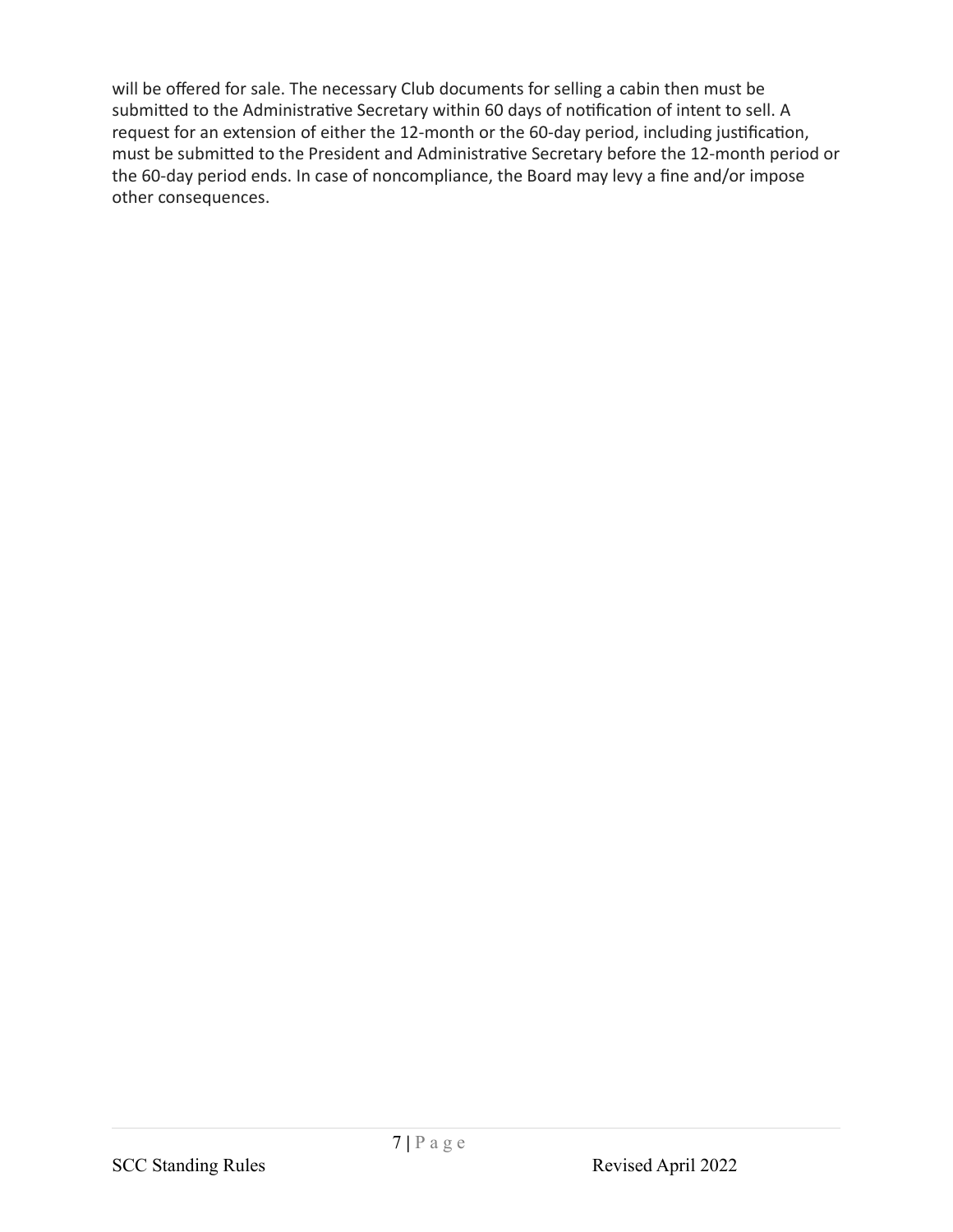will be offered for sale. The necessary Club documents for selling a cabin then must be submitted to the Administrative Secretary within 60 days of notification of intent to sell. A request for an extension of either the 12-month or the 60-day period, including justification, must be submitted to the President and Administrative Secretary before the 12-month period or the 60-day period ends. In case of noncompliance, the Board may levy a fine and/or impose other consequences.